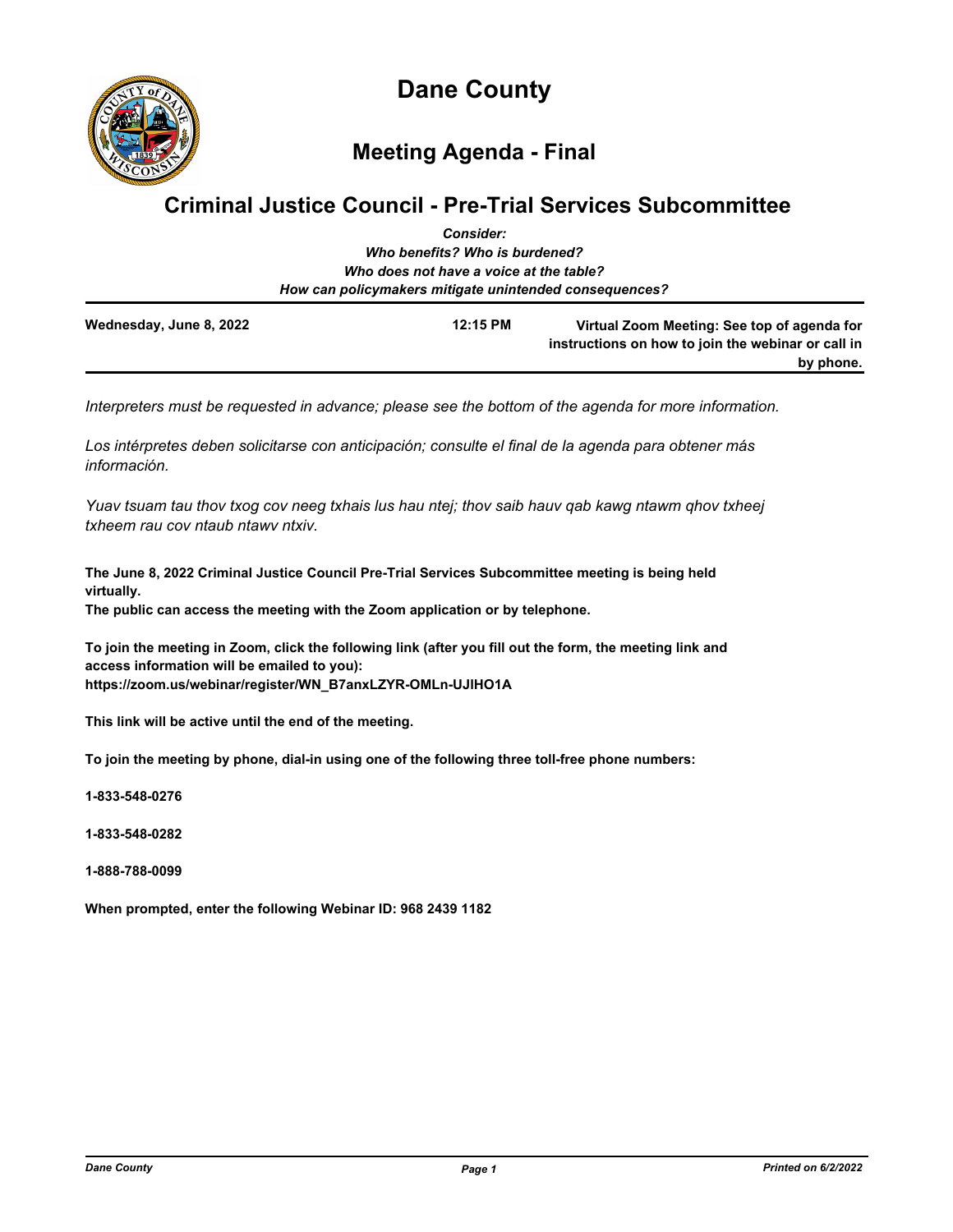# Dane County

## Meeting Agenda - Final

## Criminal Justice Council - Pre-Trial Services Subcommittee

*Consider:*
*Who benefits? Who is burdened?*
*Who does not have a voice at the table?*
*How can policymakers mitigate unintended consequences?*

| Wednesday, June 8, 2022 | 12:15 PM | Virtual Zoom Meeting: See top of agenda for instructions on how to join the webinar or call in by phone. |
|---|---|---|

*Interpreters must be requested in advance; please see the bottom of the agenda for more information.*

*Los intérpretes deben solicitarse con anticipación; consulte el final de la agenda para obtener más información.*

*Yuav tsuam tau thov txog cov neeg txhais lus hau ntej; thov saib hauv qab kawg ntawm qhov txheej txheem rau cov ntaub ntawv ntxiv.*

**The June 8, 2022 Criminal Justice Council Pre-Trial Services Subcommittee meeting is being held virtually.**
**The public can access the meeting with the Zoom application or by telephone.**

**To join the meeting in Zoom, click the following link (after you fill out the form, the meeting link and access information will be emailed to you):**
**https://zoom.us/webinar/register/WN_B7anxLZYR-OMLn-UJIHO1A**

**This link will be active until the end of the meeting.**

**To join the meeting by phone, dial-in using one of the following three toll-free phone numbers:**

**1-833-548-0276**

**1-833-548-0282**

**1-888-788-0099**

**When prompted, enter the following Webinar ID: 968 2439 1182**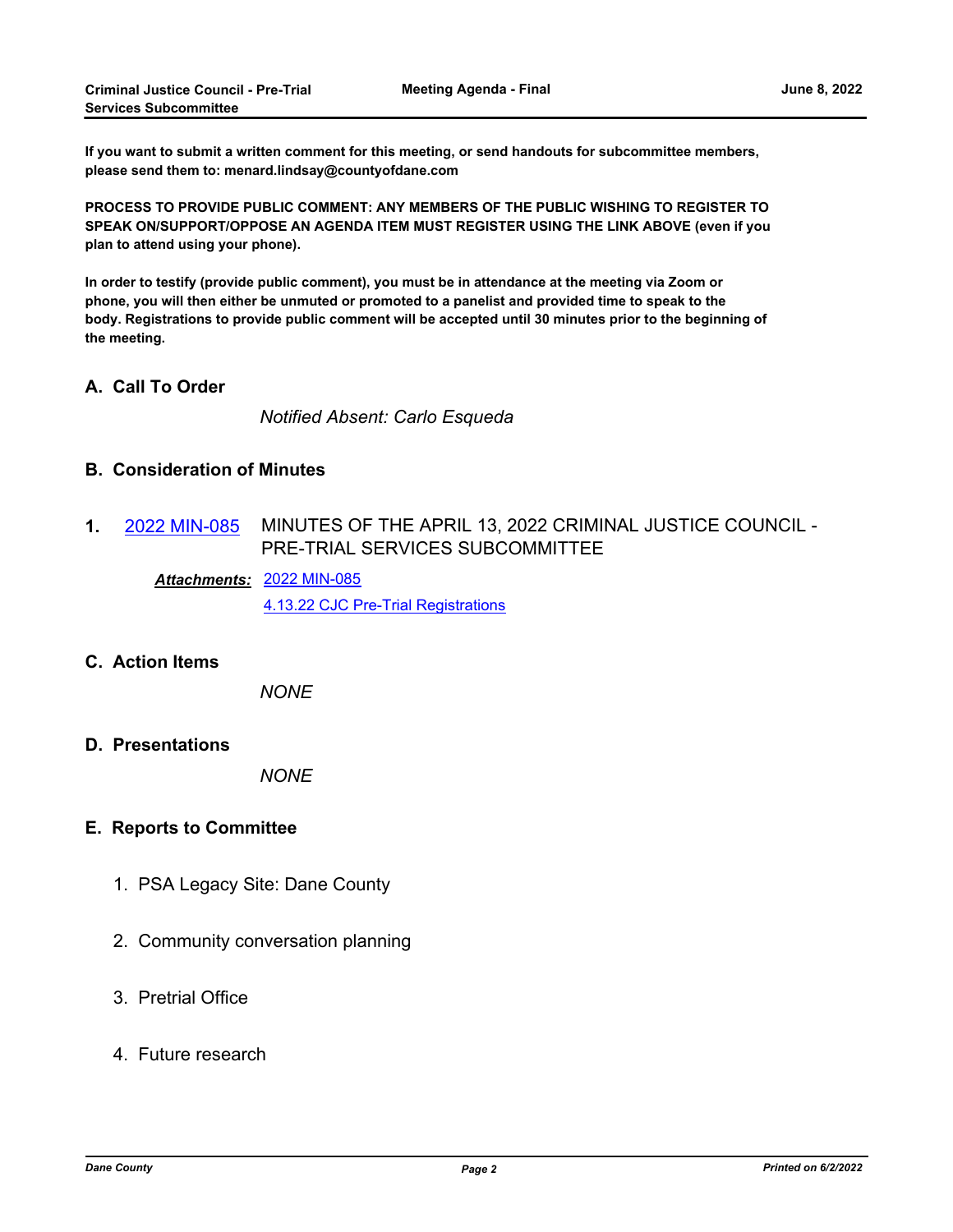**If you want to submit a written comment for this meeting, or send handouts for subcommittee members, please send them to: menard.lindsay@countyofdane.com**

**PROCESS TO PROVIDE PUBLIC COMMENT: ANY MEMBERS OF THE PUBLIC WISHING TO REGISTER TO SPEAK ON/SUPPORT/OPPOSE AN AGENDA ITEM MUST REGISTER USING THE LINK ABOVE (even if you plan to attend using your phone).**

**In order to testify (provide public comment), you must be in attendance at the meeting via Zoom or phone, you will then either be unmuted or promoted to a panelist and provided time to speak to the body. Registrations to provide public comment will be accepted until 30 minutes prior to the beginning of the meeting.**

## A. Call To Order

*Notified Absent: Carlo Esqueda*

## B. Consideration of Minutes

**1.** 2022 MIN-085 — MINUTES OF THE APRIL 13, 2022 CRIMINAL JUSTICE COUNCIL - PRE-TRIAL SERVICES SUBCOMMITTEE

***Attachments:*** 2022 MIN-085
4.13.22 CJC Pre-Trial Registrations

## C. Action Items

*NONE*

## D. Presentations

*NONE*

## E. Reports to Committee

1. PSA Legacy Site: Dane County
2. Community conversation planning
3. Pretrial Office
4. Future research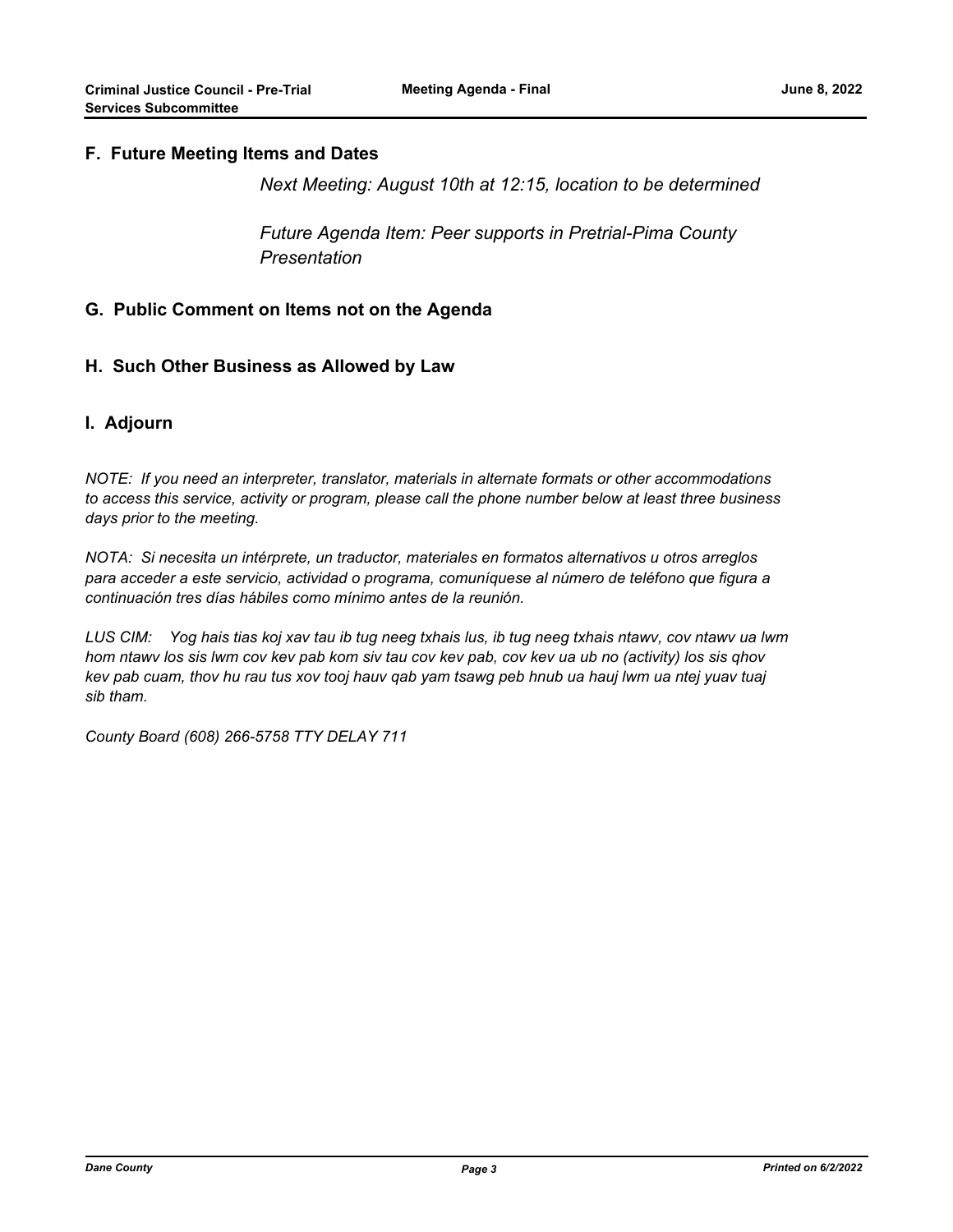## F. Future Meeting Items and Dates

*Next Meeting: August 10th at 12:15, location to be determined*

*Future Agenda Item: Peer supports in Pretrial-Pima County Presentation*

## G. Public Comment on Items not on the Agenda

## H. Such Other Business as Allowed by Law

## I. Adjourn

*NOTE: If you need an interpreter, translator, materials in alternate formats or other accommodations to access this service, activity or program, please call the phone number below at least three business days prior to the meeting.*

*NOTA: Si necesita un intérprete, un traductor, materiales en formatos alternativos u otros arreglos para acceder a este servicio, actividad o programa, comuníquese al número de teléfono que figura a continuación tres días hábiles como mínimo antes de la reunión.*

*LUS CIM: Yog hais tias koj xav tau ib tug neeg txhais lus, ib tug neeg txhais ntawv, cov ntawv ua lwm hom ntawv los sis lwm cov kev pab kom siv tau cov kev pab, cov kev ua ub no (activity) los sis qhov kev pab cuam, thov hu rau tus xov tooj hauv qab yam tsawg peb hnub ua hauj lwm ua ntej yuav tuaj sib tham.*

*County Board (608) 266-5758 TTY DELAY 711*